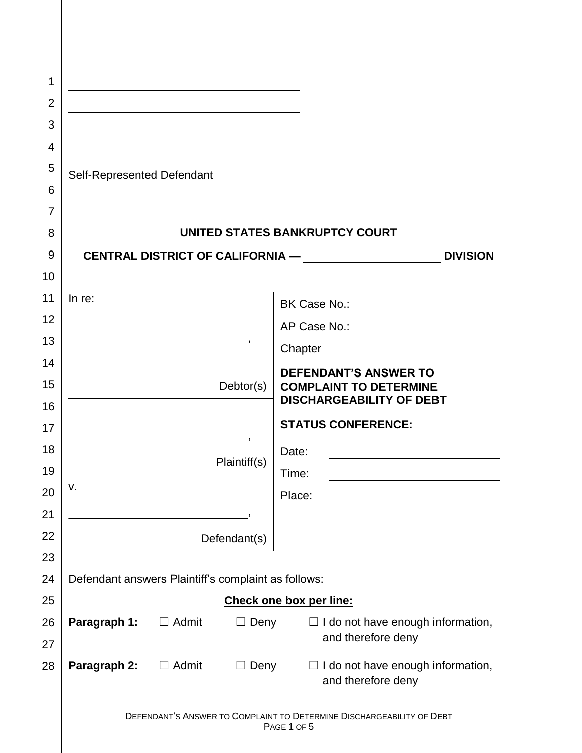\_\_\_\_\_\_\_\_\_\_\_\_\_\_\_\_\_\_\_\_\_\_\_\_\_\_\_\_\_\_\_\_\_\_\_\_\_\_\_\_

\_\_\_\_\_\_\_\_\_\_\_\_\_\_\_\_\_\_\_\_\_\_\_\_\_\_\_\_\_\_\_\_\_\_\_\_\_\_\_\_

\_\_\_\_\_\_\_\_\_\_\_\_\_\_\_\_\_\_\_\_\_\_\_\_\_\_\_\_\_\_\_\_\_\_\_\_\_\_\_\_

\_\_\_\_\_\_\_\_\_\_\_\_\_\_\_\_\_\_\_\_\_\_\_\_\_\_\_\_\_\_\_\_\_\_\_\_\_\_\_\_

Self-Represented Defendant

**UNITED STATES BANKRUPTCY COURT**

**CENTRAL DISTRICT OF CALIFORNIA — \_\_\_\_\_\_\_\_\_\_\_\_\_\_\_\_\_\_\_\_\_\_ DIVISION**

| | |
|---|---|
| In re:<br><br>\_\_\_\_\_\_\_\_\_\_\_\_\_\_\_\_\_\_\_\_\_\_\_\_\_\_\_\_\_\_,<br><br>Debtor(s) | BK Case No.: \_\_\_\_\_\_\_\_\_\_\_\_\_\_\_\_\_\_\_\_<br>AP Case No.: \_\_\_\_\_\_\_\_\_\_\_\_\_\_\_\_\_\_\_\_<br>Chapter \_\_\_\_ |
| \_\_\_\_\_\_\_\_\_\_\_\_\_\_\_\_\_\_\_\_\_\_\_\_\_\_\_\_\_\_,<br><br>Plaintiff(s)<br><br>v.<br><br>\_\_\_\_\_\_\_\_\_\_\_\_\_\_\_\_\_\_\_\_\_\_\_\_\_\_\_\_\_\_,<br><br>Defendant(s) | **DEFENDANT'S ANSWER TO COMPLAINT TO DETERMINE DISCHARGEABILITY OF DEBT**<br><br>**STATUS CONFERENCE:**<br><br>Date: \_\_\_\_\_\_\_\_\_\_\_\_\_\_\_\_\_\_\_\_<br>Time: \_\_\_\_\_\_\_\_\_\_\_\_\_\_\_\_\_\_\_\_<br>Place: \_\_\_\_\_\_\_\_\_\_\_\_\_\_\_\_\_\_\_\_<br>\_\_\_\_\_\_\_\_\_\_\_\_\_\_\_\_\_\_\_\_<br>\_\_\_\_\_\_\_\_\_\_\_\_\_\_\_\_\_\_\_\_ |

Defendant answers Plaintiff's complaint as follows:

**Check one box per line:**

**Paragraph 1:** ☐ Admit ☐ Deny ☐ I do not have enough information, and therefore deny

**Paragraph 2:** ☐ Admit ☐ Deny ☐ I do not have enough information, and therefore deny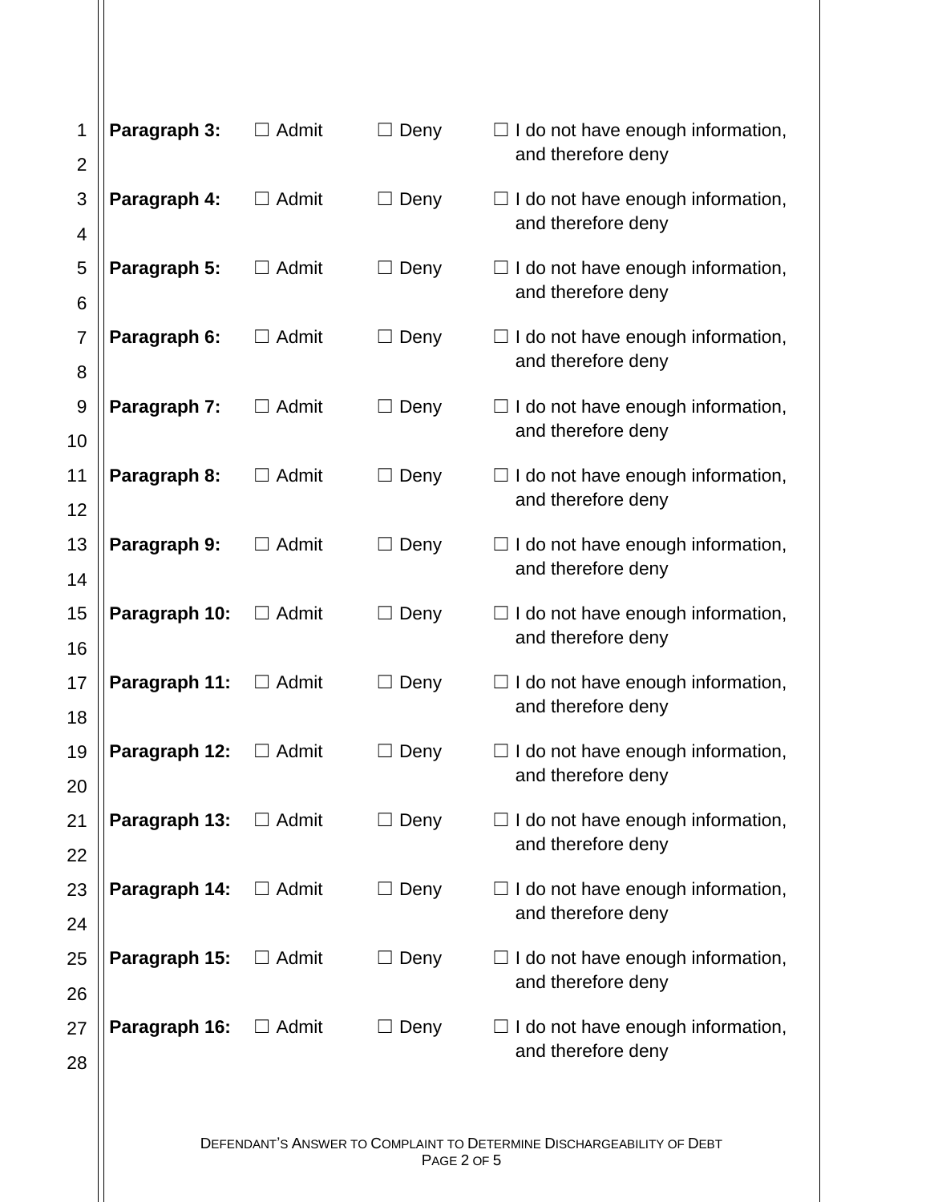**Paragraph 3:** ☐ Admit ☐ Deny ☐ I do not have enough information, and therefore deny

**Paragraph 4:** ☐ Admit ☐ Deny ☐ I do not have enough information, and therefore deny

**Paragraph 5:** ☐ Admit ☐ Deny ☐ I do not have enough information, and therefore deny

**Paragraph 6:** ☐ Admit ☐ Deny ☐ I do not have enough information, and therefore deny

**Paragraph 7:** ☐ Admit ☐ Deny ☐ I do not have enough information, and therefore deny

**Paragraph 8:** ☐ Admit ☐ Deny ☐ I do not have enough information, and therefore deny

**Paragraph 9:** ☐ Admit ☐ Deny ☐ I do not have enough information, and therefore deny

**Paragraph 10:** ☐ Admit ☐ Deny ☐ I do not have enough information, and therefore deny

**Paragraph 11:** ☐ Admit ☐ Deny ☐ I do not have enough information, and therefore deny

**Paragraph 12:** ☐ Admit ☐ Deny ☐ I do not have enough information, and therefore deny

**Paragraph 13:** ☐ Admit ☐ Deny ☐ I do not have enough information, and therefore deny

**Paragraph 14:** ☐ Admit ☐ Deny ☐ I do not have enough information, and therefore deny

**Paragraph 15:** ☐ Admit ☐ Deny ☐ I do not have enough information, and therefore deny

**Paragraph 16:** ☐ Admit ☐ Deny ☐ I do not have enough information, and therefore deny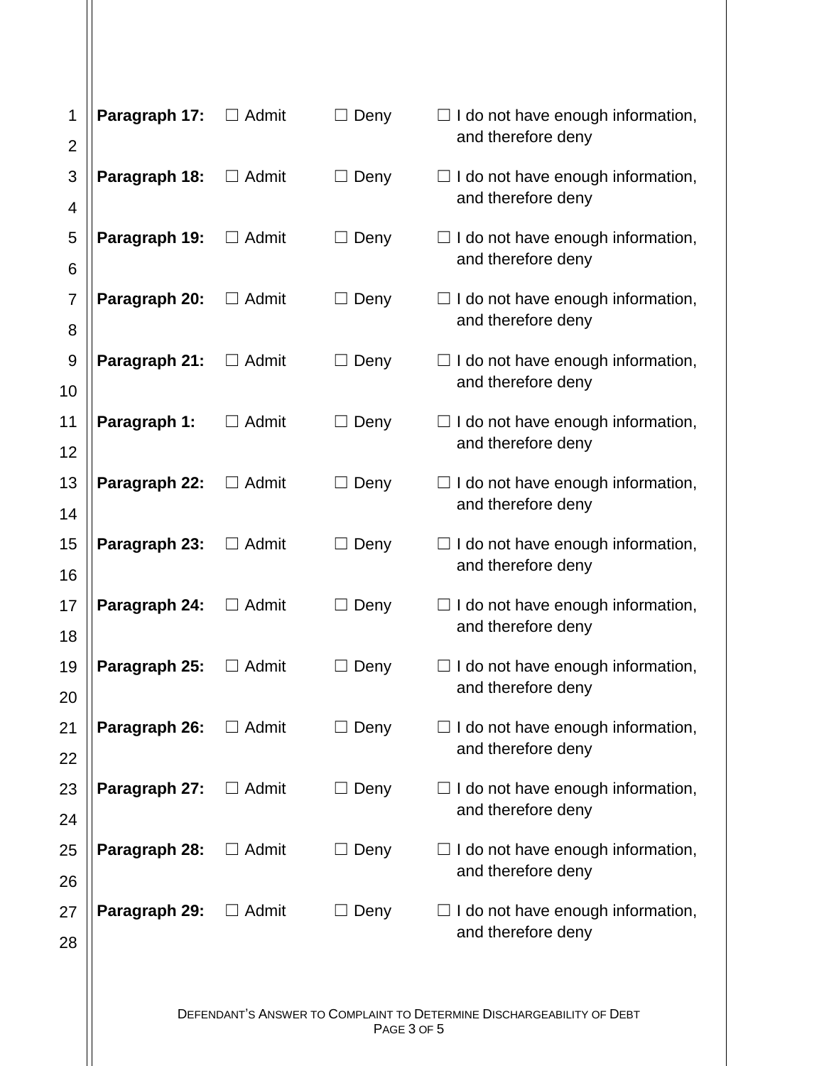**Paragraph 17:** ☐ Admit ☐ Deny ☐ I do not have enough information, and therefore deny

**Paragraph 18:** ☐ Admit ☐ Deny ☐ I do not have enough information, and therefore deny

**Paragraph 19:** ☐ Admit ☐ Deny ☐ I do not have enough information, and therefore deny

**Paragraph 20:** ☐ Admit ☐ Deny ☐ I do not have enough information, and therefore deny

**Paragraph 21:** ☐ Admit ☐ Deny ☐ I do not have enough information, and therefore deny

**Paragraph 1:** ☐ Admit ☐ Deny ☐ I do not have enough information, and therefore deny

**Paragraph 22:** ☐ Admit ☐ Deny ☐ I do not have enough information, and therefore deny

**Paragraph 23:** ☐ Admit ☐ Deny ☐ I do not have enough information, and therefore deny

**Paragraph 24:** ☐ Admit ☐ Deny ☐ I do not have enough information, and therefore deny

**Paragraph 25:** ☐ Admit ☐ Deny ☐ I do not have enough information, and therefore deny

**Paragraph 26:** ☐ Admit ☐ Deny ☐ I do not have enough information, and therefore deny

**Paragraph 27:** ☐ Admit ☐ Deny ☐ I do not have enough information, and therefore deny

**Paragraph 28:** ☐ Admit ☐ Deny ☐ I do not have enough information, and therefore deny

**Paragraph 29:** ☐ Admit ☐ Deny ☐ I do not have enough information, and therefore deny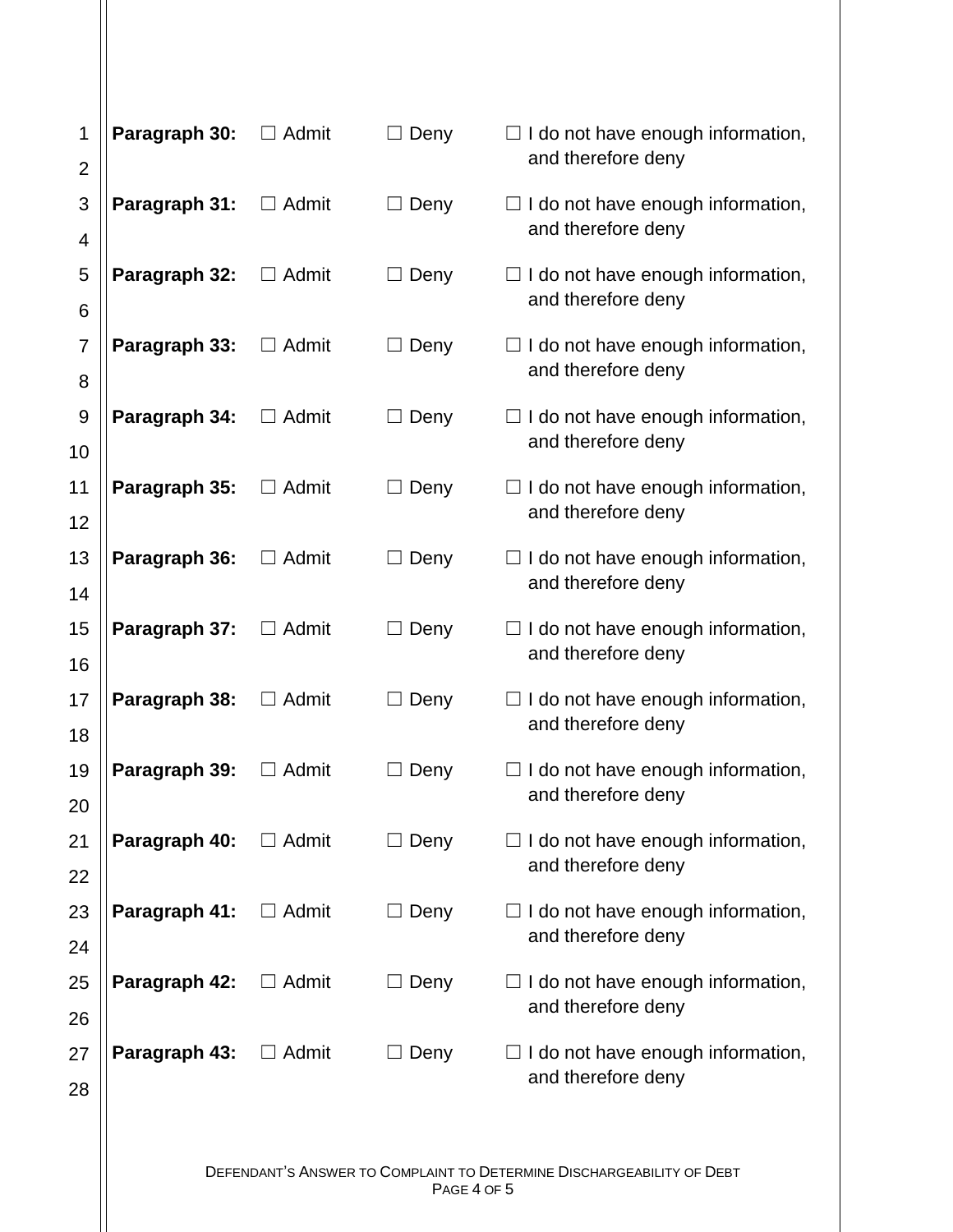**Paragraph 30:** ☐ Admit ☐ Deny ☐ I do not have enough information, and therefore deny

**Paragraph 31:** ☐ Admit ☐ Deny ☐ I do not have enough information, and therefore deny

**Paragraph 32:** ☐ Admit ☐ Deny ☐ I do not have enough information, and therefore deny

**Paragraph 33:** ☐ Admit ☐ Deny ☐ I do not have enough information, and therefore deny

**Paragraph 34:** ☐ Admit ☐ Deny ☐ I do not have enough information, and therefore deny

**Paragraph 35:** ☐ Admit ☐ Deny ☐ I do not have enough information, and therefore deny

**Paragraph 36:** ☐ Admit ☐ Deny ☐ I do not have enough information, and therefore deny

**Paragraph 37:** ☐ Admit ☐ Deny ☐ I do not have enough information, and therefore deny

**Paragraph 38:** ☐ Admit ☐ Deny ☐ I do not have enough information, and therefore deny

**Paragraph 39:** ☐ Admit ☐ Deny ☐ I do not have enough information, and therefore deny

**Paragraph 40:** ☐ Admit ☐ Deny ☐ I do not have enough information, and therefore deny

**Paragraph 41:** ☐ Admit ☐ Deny ☐ I do not have enough information, and therefore deny

**Paragraph 42:** ☐ Admit ☐ Deny ☐ I do not have enough information, and therefore deny

**Paragraph 43:** ☐ Admit ☐ Deny ☐ I do not have enough information, and therefore deny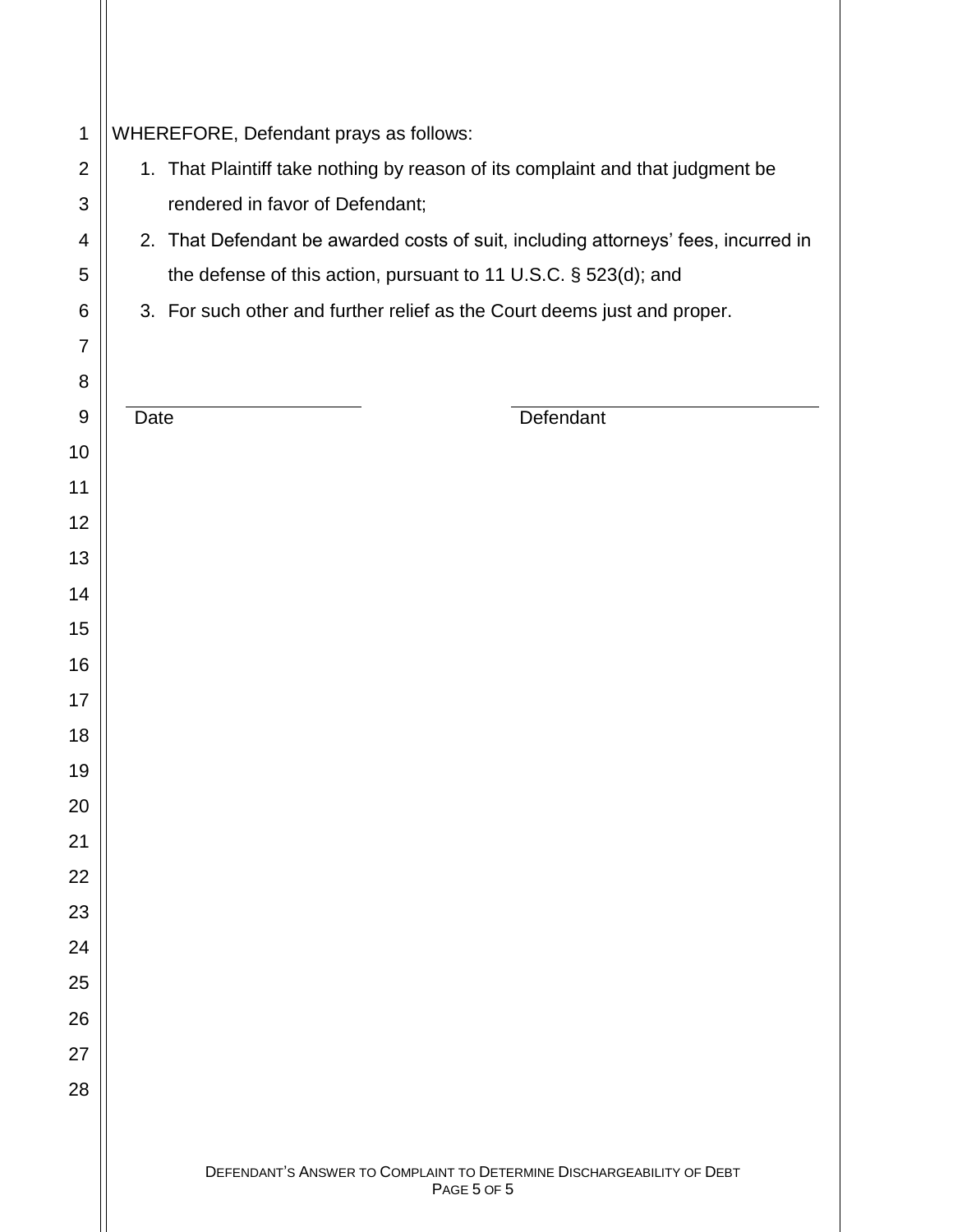WHEREFORE, Defendant prays as follows:

1. That Plaintiff take nothing by reason of its complaint and that judgment be rendered in favor of Defendant;
2. That Defendant be awarded costs of suit, including attorneys' fees, incurred in the defense of this action, pursuant to 11 U.S.C. § 523(d); and
3. For such other and further relief as the Court deems just and proper.

______________________________　　　　　______________________________

Date　　　　　　　　　　　　　　　　　　　Defendant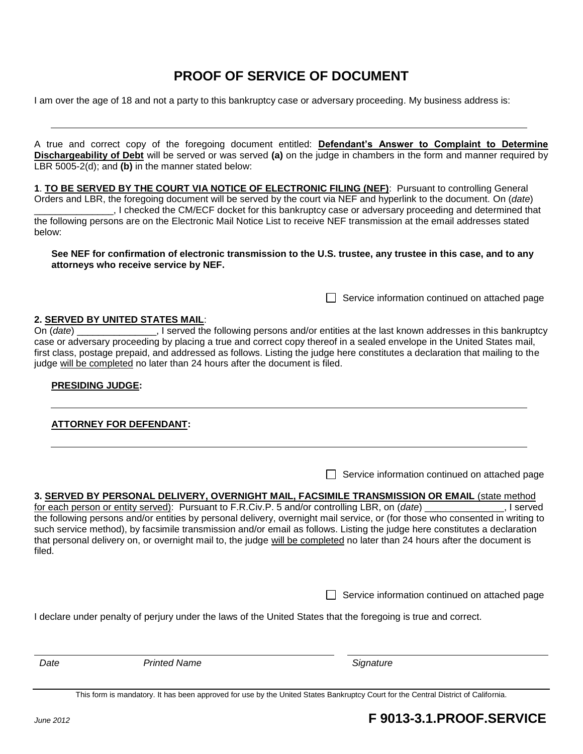# PROOF OF SERVICE OF DOCUMENT

I am over the age of 18 and not a party to this bankruptcy case or adversary proceeding. My business address is:

\_\_\_\_\_\_\_\_\_\_\_\_\_\_\_\_\_\_\_\_\_\_\_\_\_\_\_\_\_\_\_\_\_\_\_\_\_\_\_\_\_\_\_\_\_\_\_\_\_\_\_\_\_\_\_\_\_\_\_\_\_\_\_\_\_\_\_\_\_\_

A true and correct copy of the foregoing document entitled: **<u>Defendant's Answer to Complaint to Determine Dischargeability of Debt</u>** will be served or was served **(a)** on the judge in chambers in the form and manner required by LBR 5005-2(d); and **(b)** in the manner stated below:

**1**. **<u>TO BE SERVED BY THE COURT VIA NOTICE OF ELECTRONIC FILING (NEF)</u>**: Pursuant to controlling General Orders and LBR, the foregoing document will be served by the court via NEF and hyperlink to the document. On (*date*) _______________, I checked the CM/ECF docket for this bankruptcy case or adversary proceeding and determined that the following persons are on the Electronic Mail Notice List to receive NEF transmission at the email addresses stated below:

**See NEF for confirmation of electronic transmission to the U.S. trustee, any trustee in this case, and to any attorneys who receive service by NEF.**

☐ Service information continued on attached page

**2. <u>SERVED BY UNITED STATES MAIL</u>**:
On (*date*) _______________, I served the following persons and/or entities at the last known addresses in this bankruptcy case or adversary proceeding by placing a true and correct copy thereof in a sealed envelope in the United States mail, first class, postage prepaid, and addressed as follows. Listing the judge here constitutes a declaration that mailing to the judge <u>will be completed</u> no later than 24 hours after the document is filed.

**<u>PRESIDING JUDGE</u>:**

\_\_\_\_\_\_\_\_\_\_\_\_\_\_\_\_\_\_\_\_\_\_\_\_\_\_\_\_\_\_\_\_\_\_\_\_\_\_\_\_\_\_\_\_\_\_\_\_\_\_\_\_\_\_\_\_\_\_\_\_\_\_\_\_\_\_\_\_\_\_

**<u>ATTORNEY FOR DEFENDANT</u>:**

\_\_\_\_\_\_\_\_\_\_\_\_\_\_\_\_\_\_\_\_\_\_\_\_\_\_\_\_\_\_\_\_\_\_\_\_\_\_\_\_\_\_\_\_\_\_\_\_\_\_\_\_\_\_\_\_\_\_\_\_\_\_\_\_\_\_\_\_\_\_

☐ Service information continued on attached page

**3. <u>SERVED BY PERSONAL DELIVERY, OVERNIGHT MAIL, FACSIMILE TRANSMISSION OR EMAIL</u>** <u>(state method for each person or entity served)</u>: Pursuant to F.R.Civ.P. 5 and/or controlling LBR, on (*date*) _______________, I served the following persons and/or entities by personal delivery, overnight mail service, or (for those who consented in writing to such service method), by facsimile transmission and/or email as follows. Listing the judge here constitutes a declaration that personal delivery on, or overnight mail to, the judge <u>will be completed</u> no later than 24 hours after the document is filed.

☐ Service information continued on attached page

I declare under penalty of perjury under the laws of the United States that the foregoing is true and correct.

| | | |
|---|---|---|
| *Date* | *Printed Name* | *Signature* |

This form is mandatory. It has been approved for use by the United States Bankruptcy Court for the Central District of California.

*June 2012* **F 9013-3.1.PROOF.SERVICE**